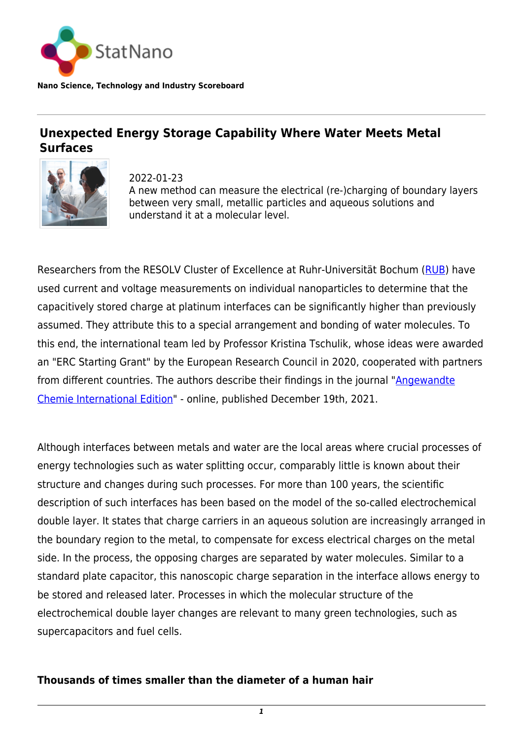StatNano

**Nano Science, Technology and Industry Scoreboard**

# Unexpected Energy Storage Capability Where Water Meets Metal Surfaces

2022-01-23

A new method can measure the electrical (re-)charging of boundary layers between very small, metallic particles and aqueous solutions and understand it at a molecular level.

Researchers from the RESOLV Cluster of Excellence at Ruhr-Universität Bochum (RUB) have used current and voltage measurements on individual nanoparticles to determine that the capacitively stored charge at platinum interfaces can be significantly higher than previously assumed. They attribute this to a special arrangement and bonding of water molecules. To this end, the international team led by Professor Kristina Tschulik, whose ideas were awarded an "ERC Starting Grant" by the European Research Council in 2020, cooperated with partners from different countries. The authors describe their findings in the journal "Angewandte Chemie International Edition" - online, published December 19th, 2021.

Although interfaces between metals and water are the local areas where crucial processes of energy technologies such as water splitting occur, comparably little is known about their structure and changes during such processes. For more than 100 years, the scientific description of such interfaces has been based on the model of the so-called electrochemical double layer. It states that charge carriers in an aqueous solution are increasingly arranged in the boundary region to the metal, to compensate for excess electrical charges on the metal side. In the process, the opposing charges are separated by water molecules. Similar to a standard plate capacitor, this nanoscopic charge separation in the interface allows energy to be stored and released later. Processes in which the molecular structure of the electrochemical double layer changes are relevant to many green technologies, such as supercapacitors and fuel cells.

## Thousands of times smaller than the diameter of a human hair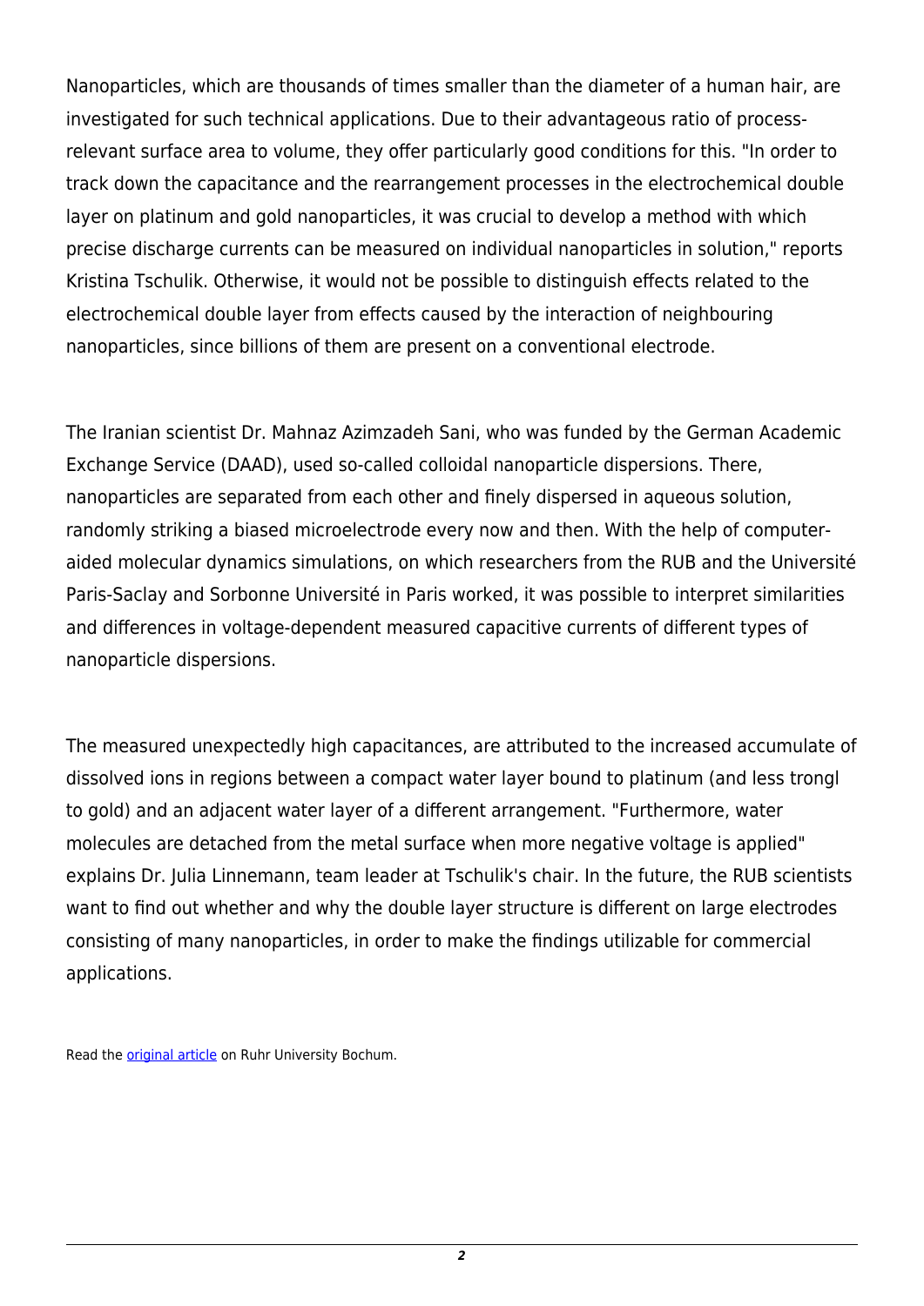Nanoparticles, which are thousands of times smaller than the diameter of a human hair, are investigated for such technical applications. Due to their advantageous ratio of process-relevant surface area to volume, they offer particularly good conditions for this. "In order to track down the capacitance and the rearrangement processes in the electrochemical double layer on platinum and gold nanoparticles, it was crucial to develop a method with which precise discharge currents can be measured on individual nanoparticles in solution," reports Kristina Tschulik. Otherwise, it would not be possible to distinguish effects related to the electrochemical double layer from effects caused by the interaction of neighbouring nanoparticles, since billions of them are present on a conventional electrode.

The Iranian scientist Dr. Mahnaz Azimzadeh Sani, who was funded by the German Academic Exchange Service (DAAD), used so-called colloidal nanoparticle dispersions. There, nanoparticles are separated from each other and finely dispersed in aqueous solution, randomly striking a biased microelectrode every now and then. With the help of computer-aided molecular dynamics simulations, on which researchers from the RUB and the Université Paris-Saclay and Sorbonne Université in Paris worked, it was possible to interpret similarities and differences in voltage-dependent measured capacitive currents of different types of nanoparticle dispersions.

The measured unexpectedly high capacitances, are attributed to the increased accumulate of dissolved ions in regions between a compact water layer bound to platinum (and less trongl to gold) and an adjacent water layer of a different arrangement. "Furthermore, water molecules are detached from the metal surface when more negative voltage is applied" explains Dr. Julia Linnemann, team leader at Tschulik's chair. In the future, the RUB scientists want to find out whether and why the double layer structure is different on large electrodes consisting of many nanoparticles, in order to make the findings utilizable for commercial applications.

Read the original article on Ruhr University Bochum.